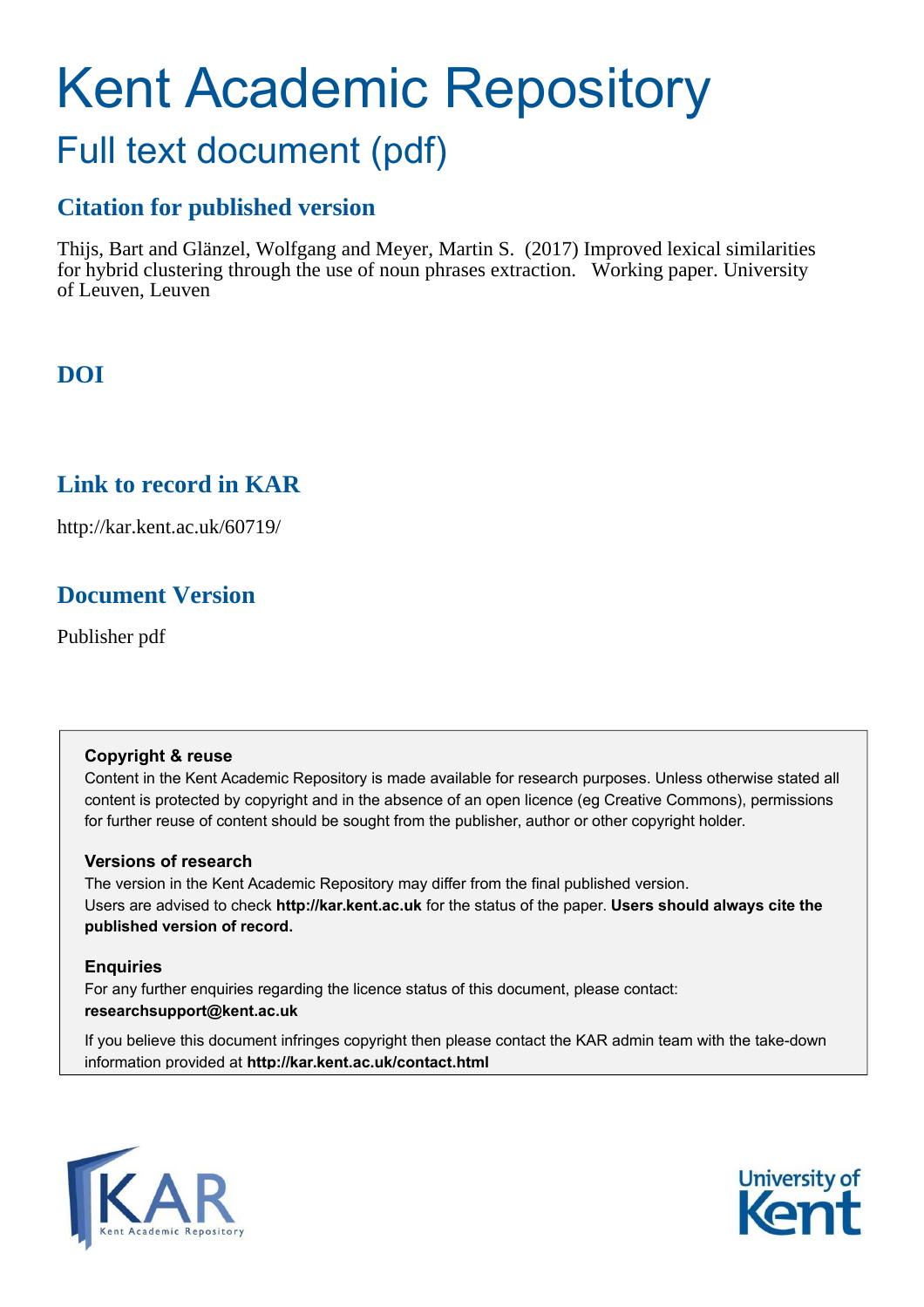# Kent Academic Repository

## Full text document (pdf)

### Citation for published version

Thijs, Bart and Glänzel, Wolfgang and Meyer, Martin S. (2017) Improved lexical similarities for hybrid clustering through the use of noun phrases extraction. Working paper. University of Leuven, Leuven

### DOI

### Link to record in KAR

http://kar.kent.ac.uk/60719/

### Document Version

Publisher pdf

**Copyright & reuse**

Content in the Kent Academic Repository is made available for research purposes. Unless otherwise stated all content is protected by copyright and in the absence of an open licence (eg Creative Commons), permissions for further reuse of content should be sought from the publisher, author or other copyright holder.

**Versions of research**

The version in the Kent Academic Repository may differ from the final published version.
Users are advised to check **http://kar.kent.ac.uk** for the status of the paper. **Users should always cite the published version of record.**

**Enquiries**

For any further enquiries regarding the licence status of this document, please contact:
**researchsupport@kent.ac.uk**

If you believe this document infringes copyright then please contact the KAR admin team with the take-down information provided at **http://kar.kent.ac.uk/contact.html**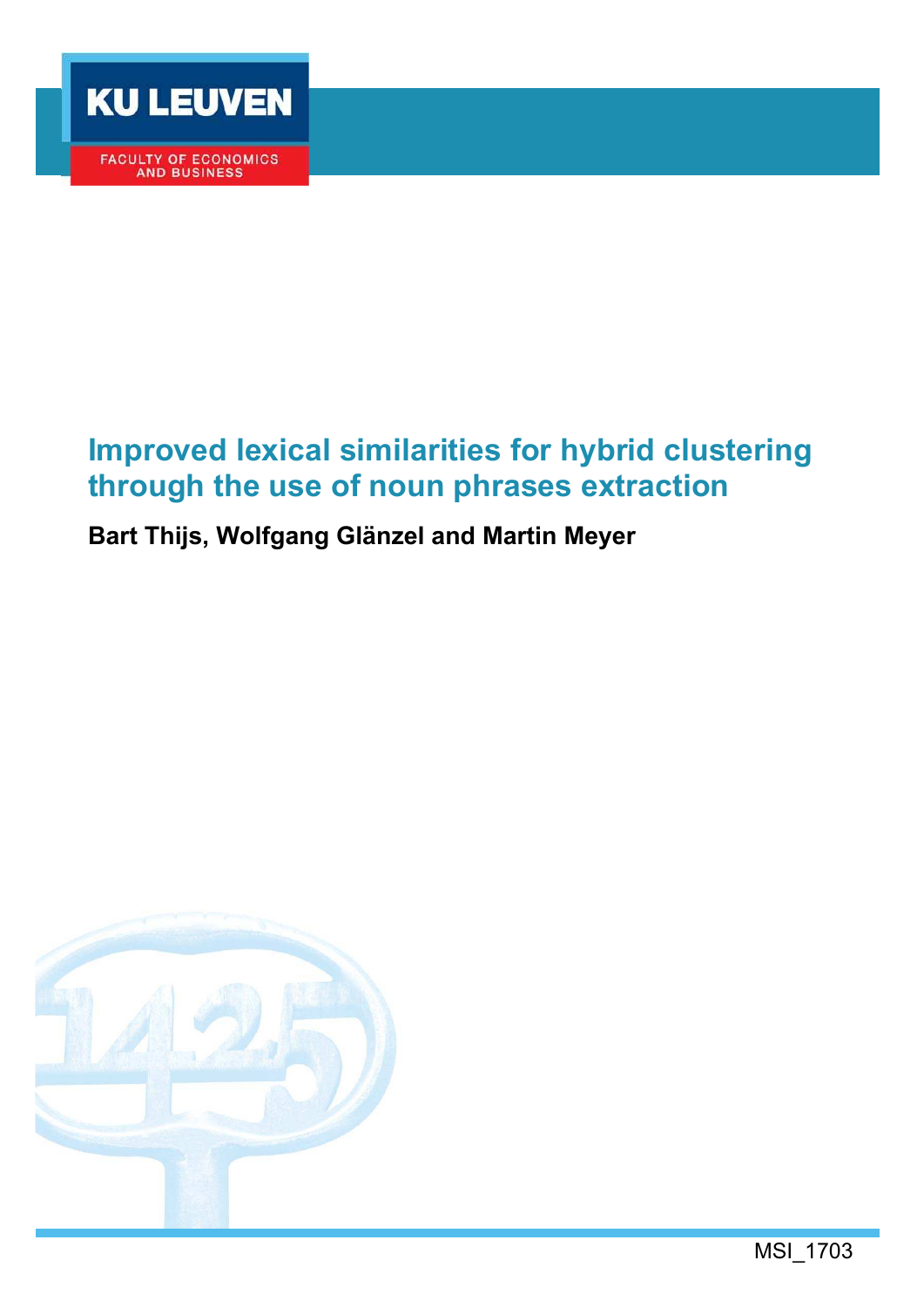# Improved lexical similarities for hybrid clustering through the use of noun phrases extraction

**Bart Thijs, Wolfgang Glänzel and Martin Meyer**

MSI_1703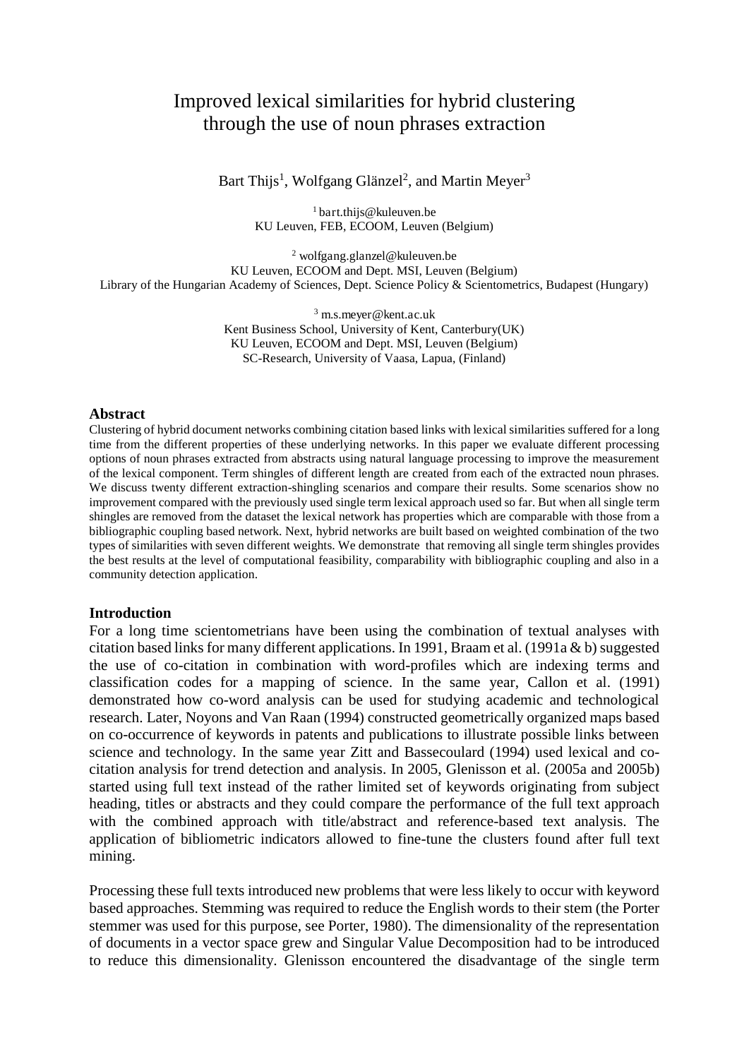# Improved lexical similarities for hybrid clustering through the use of noun phrases extraction

Bart Thijs[1], Wolfgang Glänzel[2], and Martin Meyer[3]

[1] bart.thijs@kuleuven.be
KU Leuven, FEB, ECOOM, Leuven (Belgium)

[2] wolfgang.glanzel@kuleuven.be
KU Leuven, ECOOM and Dept. MSI, Leuven (Belgium)
Library of the Hungarian Academy of Sciences, Dept. Science Policy & Scientometrics, Budapest (Hungary)

[3] m.s.meyer@kent.ac.uk
Kent Business School, University of Kent, Canterbury(UK)
KU Leuven, ECOOM and Dept. MSI, Leuven (Belgium)
SC-Research, University of Vaasa, Lapua, (Finland)

## Abstract

Clustering of hybrid document networks combining citation based links with lexical similarities suffered for a long time from the different properties of these underlying networks. In this paper we evaluate different processing options of noun phrases extracted from abstracts using natural language processing to improve the measurement of the lexical component. Term shingles of different length are created from each of the extracted noun phrases. We discuss twenty different extraction-shingling scenarios and compare their results. Some scenarios show no improvement compared with the previously used single term lexical approach used so far. But when all single term shingles are removed from the dataset the lexical network has properties which are comparable with those from a bibliographic coupling based network. Next, hybrid networks are built based on weighted combination of the two types of similarities with seven different weights. We demonstrate that removing all single term shingles provides the best results at the level of computational feasibility, comparability with bibliographic coupling and also in a community detection application.

## Introduction

For a long time scientometrians have been using the combination of textual analyses with citation based links for many different applications. In 1991, Braam et al. (1991a & b) suggested the use of co-citation in combination with word-profiles which are indexing terms and classification codes for a mapping of science. In the same year, Callon et al. (1991) demonstrated how co-word analysis can be used for studying academic and technological research. Later, Noyons and Van Raan (1994) constructed geometrically organized maps based on co-occurrence of keywords in patents and publications to illustrate possible links between science and technology. In the same year Zitt and Bassecoulard (1994) used lexical and co-citation analysis for trend detection and analysis. In 2005, Glenisson et al. (2005a and 2005b) started using full text instead of the rather limited set of keywords originating from subject heading, titles or abstracts and they could compare the performance of the full text approach with the combined approach with title/abstract and reference-based text analysis. The application of bibliometric indicators allowed to fine-tune the clusters found after full text mining.

Processing these full texts introduced new problems that were less likely to occur with keyword based approaches. Stemming was required to reduce the English words to their stem (the Porter stemmer was used for this purpose, see Porter, 1980). The dimensionality of the representation of documents in a vector space grew and Singular Value Decomposition had to be introduced to reduce this dimensionality. Glenisson encountered the disadvantage of the single term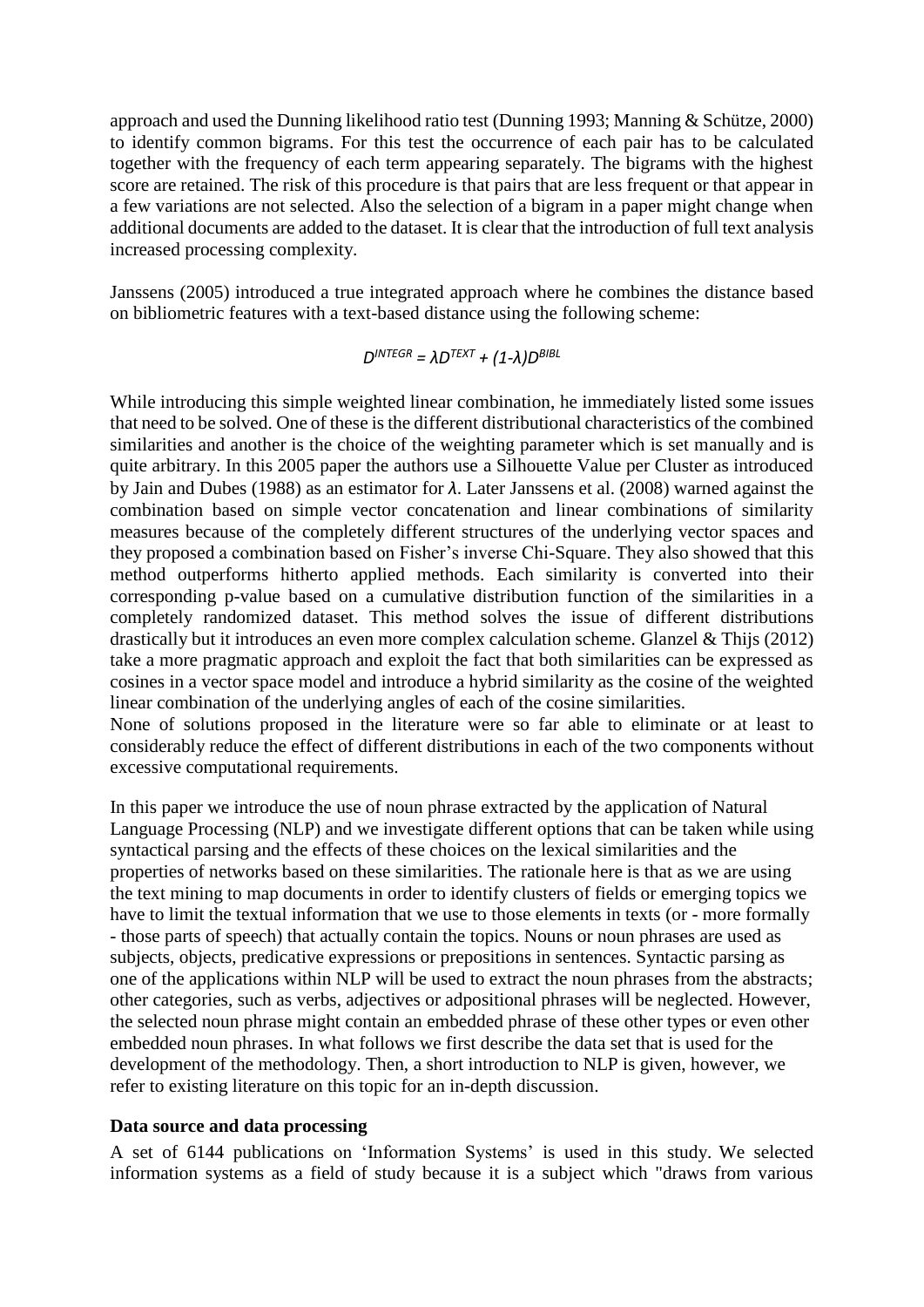approach and used the Dunning likelihood ratio test (Dunning 1993; Manning & Schütze, 2000) to identify common bigrams. For this test the occurrence of each pair has to be calculated together with the frequency of each term appearing separately. The bigrams with the highest score are retained. The risk of this procedure is that pairs that are less frequent or that appear in a few variations are not selected. Also the selection of a bigram in a paper might change when additional documents are added to the dataset. It is clear that the introduction of full text analysis increased processing complexity.

Janssens (2005) introduced a true integrated approach where he combines the distance based on bibliometric features with a text-based distance using the following scheme:

$$D^{INTEGR} = \lambda D^{TEXT} + (1-\lambda)D^{BIBL}$$

While introducing this simple weighted linear combination, he immediately listed some issues that need to be solved. One of these is the different distributional characteristics of the combined similarities and another is the choice of the weighting parameter which is set manually and is quite arbitrary. In this 2005 paper the authors use a Silhouette Value per Cluster as introduced by Jain and Dubes (1988) as an estimator for $\lambda$. Later Janssens et al. (2008) warned against the combination based on simple vector concatenation and linear combinations of similarity measures because of the completely different structures of the underlying vector spaces and they proposed a combination based on Fisher's inverse Chi-Square. They also showed that this method outperforms hitherto applied methods. Each similarity is converted into their corresponding p-value based on a cumulative distribution function of the similarities in a completely randomized dataset. This method solves the issue of different distributions drastically but it introduces an even more complex calculation scheme. Glanzel & Thijs (2012) take a more pragmatic approach and exploit the fact that both similarities can be expressed as cosines in a vector space model and introduce a hybrid similarity as the cosine of the weighted linear combination of the underlying angles of each of the cosine similarities.
None of solutions proposed in the literature were so far able to eliminate or at least to considerably reduce the effect of different distributions in each of the two components without excessive computational requirements.

In this paper we introduce the use of noun phrase extracted by the application of Natural Language Processing (NLP) and we investigate different options that can be taken while using syntactical parsing and the effects of these choices on the lexical similarities and the properties of networks based on these similarities. The rationale here is that as we are using the text mining to map documents in order to identify clusters of fields or emerging topics we have to limit the textual information that we use to those elements in texts (or - more formally - those parts of speech) that actually contain the topics. Nouns or noun phrases are used as subjects, objects, predicative expressions or prepositions in sentences. Syntactic parsing as one of the applications within NLP will be used to extract the noun phrases from the abstracts; other categories, such as verbs, adjectives or adpositional phrases will be neglected. However, the selected noun phrase might contain an embedded phrase of these other types or even other embedded noun phrases. In what follows we first describe the data set that is used for the development of the methodology. Then, a short introduction to NLP is given, however, we refer to existing literature on this topic for an in-depth discussion.

**Data source and data processing**

A set of 6144 publications on 'Information Systems' is used in this study. We selected information systems as a field of study because it is a subject which "draws from various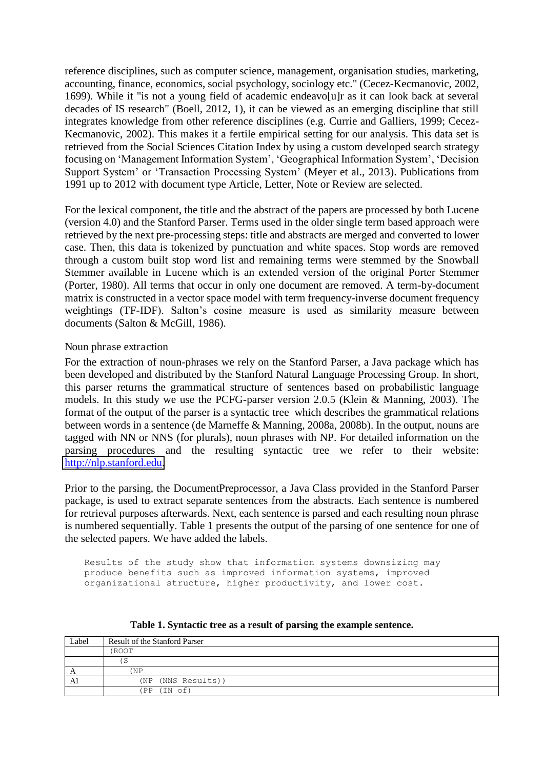reference disciplines, such as computer science, management, organisation studies, marketing, accounting, finance, economics, social psychology, sociology etc." (Cecez-Kecmanovic, 2002, 1699). While it "is not a young field of academic endeavo[u]r as it can look back at several decades of IS research" (Boell, 2012, 1), it can be viewed as an emerging discipline that still integrates knowledge from other reference disciplines (e.g. Currie and Galliers, 1999; Cecez-Kecmanovic, 2002). This makes it a fertile empirical setting for our analysis. This data set is retrieved from the Social Sciences Citation Index by using a custom developed search strategy focusing on 'Management Information System', 'Geographical Information System', 'Decision Support System' or 'Transaction Processing System' (Meyer et al., 2013). Publications from 1991 up to 2012 with document type Article, Letter, Note or Review are selected.

For the lexical component, the title and the abstract of the papers are processed by both Lucene (version 4.0) and the Stanford Parser. Terms used in the older single term based approach were retrieved by the next pre-processing steps: title and abstracts are merged and converted to lower case. Then, this data is tokenized by punctuation and white spaces. Stop words are removed through a custom built stop word list and remaining terms were stemmed by the Snowball Stemmer available in Lucene which is an extended version of the original Porter Stemmer (Porter, 1980). All terms that occur in only one document are removed. A term-by-document matrix is constructed in a vector space model with term frequency-inverse document frequency weightings (TF-IDF). Salton's cosine measure is used as similarity measure between documents (Salton & McGill, 1986).

### Noun phrase extraction

For the extraction of noun-phrases we rely on the Stanford Parser, a Java package which has been developed and distributed by the Stanford Natural Language Processing Group. In short, this parser returns the grammatical structure of sentences based on probabilistic language models. In this study we use the PCFG-parser version 2.0.5 (Klein & Manning, 2003). The format of the output of the parser is a syntactic tree which describes the grammatical relations between words in a sentence (de Marneffe & Manning, 2008a, 2008b). In the output, nouns are tagged with NN or NNS (for plurals), noun phrases with NP. For detailed information on the parsing procedures and the resulting syntactic tree we refer to their website: http://nlp.stanford.edu.

Prior to the parsing, the DocumentPreprocessor, a Java Class provided in the Stanford Parser package, is used to extract separate sentences from the abstracts. Each sentence is numbered for retrieval purposes afterwards. Next, each sentence is parsed and each resulting noun phrase is numbered sequentially. Table 1 presents the output of the parsing of one sentence for one of the selected papers. We have added the labels.

```
Results of the study show that information systems downsizing may
produce benefits such as improved information systems, improved
organizational structure, higher productivity, and lower cost.
```

**Table 1. Syntactic tree as a result of parsing the example sentence.**

| Label | Result of the Stanford Parser |
|---|---|
| | (ROOT |
| | (S |
| A | (NP |
| A1 | (NP (NNS Results)) |
| | (PP (IN of) |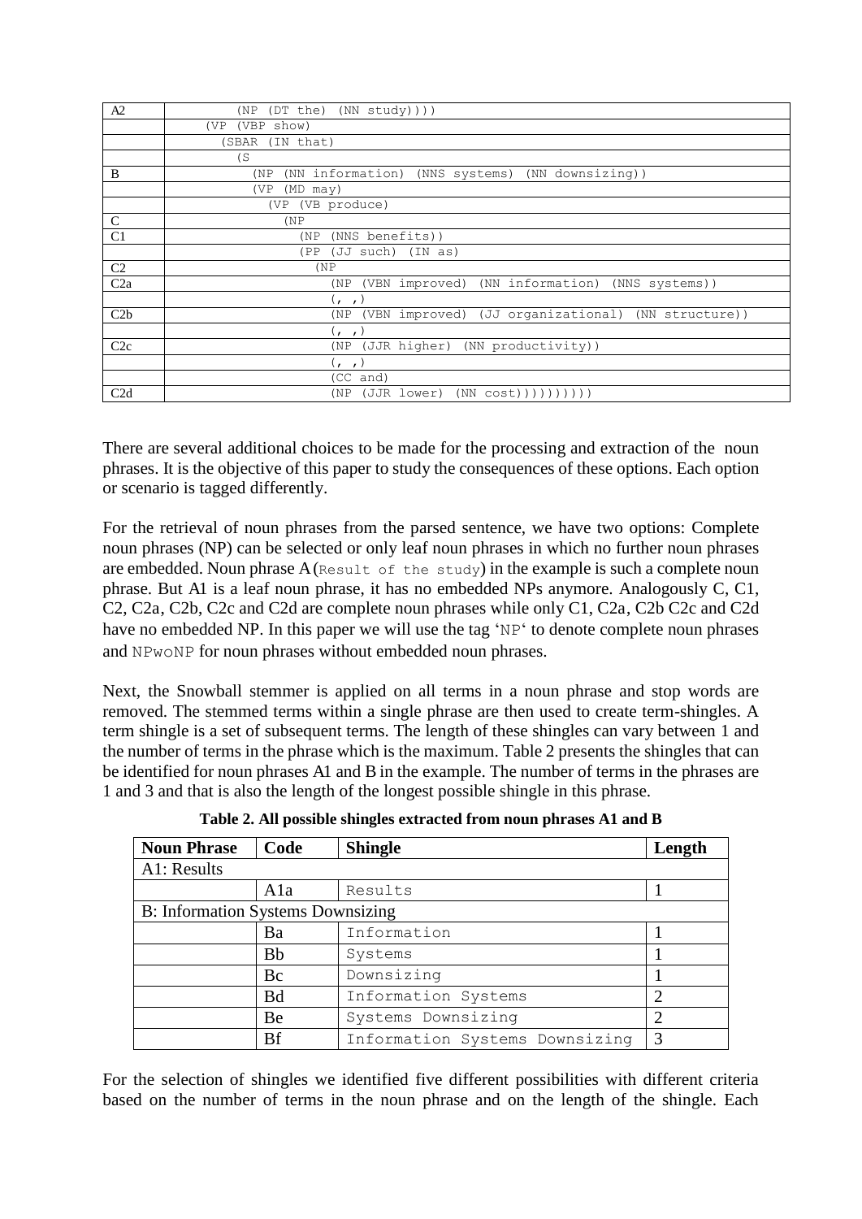| A2 | (NP (DT the) (NN study)))) |
|---|---|
| | (VP (VBP show) |
| | (SBAR (IN that) |
| | (S |
| B | (NP (NN information) (NNS systems) (NN downsizing)) |
| | (VP (MD may) |
| | (VP (VB produce) |
| C | (NP |
| C1 | (NP (NNS benefits)) |
| | (PP (JJ such) (IN as) |
| C2 | (NP |
| C2a | (NP (VBN improved) (NN information) (NNS systems)) |
| | (, ,) |
| C2b | (NP (VBN improved) (JJ organizational) (NN structure)) |
| | (, ,) |
| C2c | (NP (JJR higher) (NN productivity)) |
| | (, ,) |
| | (CC and) |
| C2d | (NP (JJR lower) (NN cost))))))))) |

There are several additional choices to be made for the processing and extraction of the noun phrases. It is the objective of this paper to study the consequences of these options. Each option or scenario is tagged differently.

For the retrieval of noun phrases from the parsed sentence, we have two options: Complete noun phrases (NP) can be selected or only leaf noun phrases in which no further noun phrases are embedded. Noun phrase A (`Result of the study`) in the example is such a complete noun phrase. But A1 is a leaf noun phrase, it has no embedded NPs anymore. Analogously C, C1, C2, C2a, C2b, C2c and C2d are complete noun phrases while only C1, C2a, C2b C2c and C2d have no embedded NP. In this paper we will use the tag '`NP`' to denote complete noun phrases and `NPwoNP` for noun phrases without embedded noun phrases.

Next, the Snowball stemmer is applied on all terms in a noun phrase and stop words are removed. The stemmed terms within a single phrase are then used to create term-shingles. A term shingle is a set of subsequent terms. The length of these shingles can vary between 1 and the number of terms in the phrase which is the maximum. Table 2 presents the shingles that can be identified for noun phrases A1 and B in the example. The number of terms in the phrases are 1 and 3 and that is also the length of the longest possible shingle in this phrase.

**Table 2. All possible shingles extracted from noun phrases A1 and B**

| Noun Phrase | Code | Shingle | Length |
|---|---|---|---|
| A1: Results | | | |
| | A1a | Results | 1 |
| B: Information Systems Downsizing | | | |
| | Ba | Information | 1 |
| | Bb | Systems | 1 |
| | Bc | Downsizing | 1 |
| | Bd | Information Systems | 2 |
| | Be | Systems Downsizing | 2 |
| | Bf | Information Systems Downsizing | 3 |

For the selection of shingles we identified five different possibilities with different criteria based on the number of terms in the noun phrase and on the length of the shingle. Each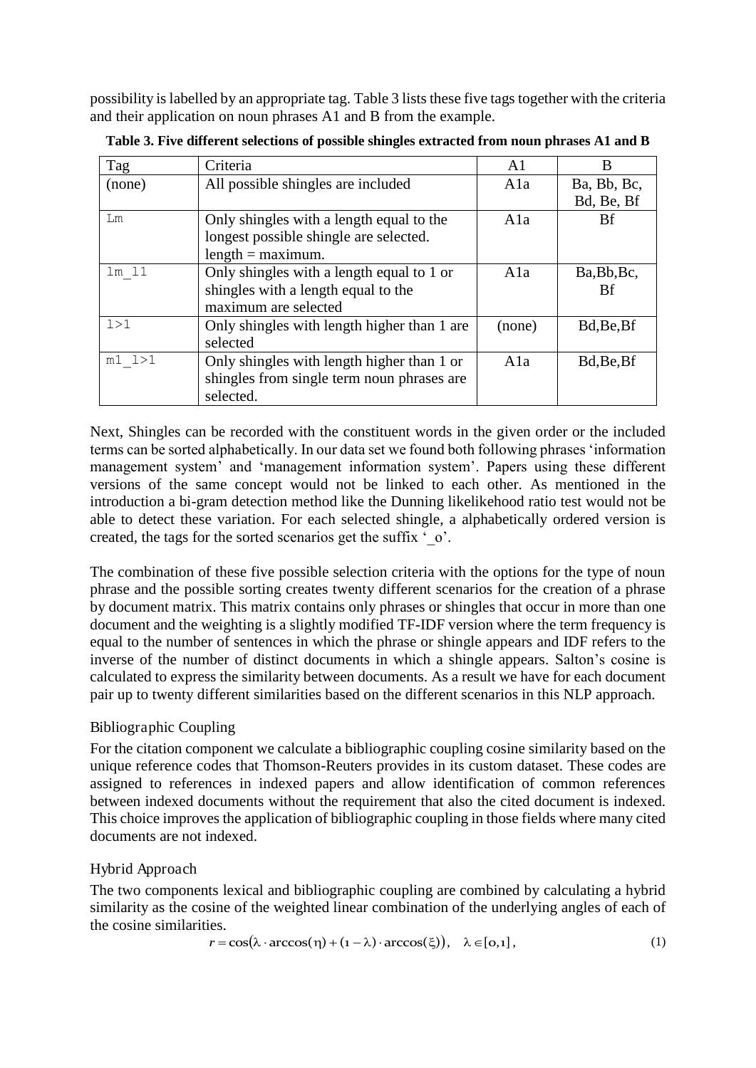possibility is labelled by an appropriate tag. Table 3 lists these five tags together with the criteria and their application on noun phrases A1 and B from the example.

**Table 3. Five different selections of possible shingles extracted from noun phrases A1 and B**

| Tag | Criteria | A1 | B |
|---|---|---|---|
| (none) | All possible shingles are included | A1a | Ba, Bb, Bc, Bd, Be, Bf |
| `Lm` | Only shingles with a length equal to the longest possible shingle are selected. length = maximum. | A1a | Bf |
| `lm_l1` | Only shingles with a length equal to 1 or shingles with a length equal to the maximum are selected | A1a | Ba,Bb,Bc, Bf |
| `l>1` | Only shingles with length higher than 1 are selected | (none) | Bd,Be,Bf |
| `m1_l>1` | Only shingles with length higher than 1 or shingles from single term noun phrases are selected. | A1a | Bd,Be,Bf |

Next, Shingles can be recorded with the constituent words in the given order or the included terms can be sorted alphabetically. In our data set we found both following phrases 'information management system' and 'management information system'. Papers using these different versions of the same concept would not be linked to each other. As mentioned in the introduction a bi-gram detection method like the Dunning likelikehood ratio test would not be able to detect these variation. For each selected shingle, a alphabetically ordered version is created, the tags for the sorted scenarios get the suffix '_o'.

The combination of these five possible selection criteria with the options for the type of noun phrase and the possible sorting creates twenty different scenarios for the creation of a phrase by document matrix. This matrix contains only phrases or shingles that occur in more than one document and the weighting is a slightly modified TF-IDF version where the term frequency is equal to the number of sentences in which the phrase or shingle appears and IDF refers to the inverse of the number of distinct documents in which a shingle appears. Salton's cosine is calculated to express the similarity between documents. As a result we have for each document pair up to twenty different similarities based on the different scenarios in this NLP approach.

### Bibliographic Coupling

For the citation component we calculate a bibliographic coupling cosine similarity based on the unique reference codes that Thomson-Reuters provides in its custom dataset. These codes are assigned to references in indexed papers and allow identification of common references between indexed documents without the requirement that also the cited document is indexed. This choice improves the application of bibliographic coupling in those fields where many cited documents are not indexed.

### Hybrid Approach

The two components lexical and bibliographic coupling are combined by calculating a hybrid similarity as the cosine of the weighted linear combination of the underlying angles of each of the cosine similarities.

$$r = \cos(\lambda \cdot \arccos(\eta) + (1 - \lambda) \cdot \arccos(\xi)), \quad \lambda \in [0,1], \tag{1}$$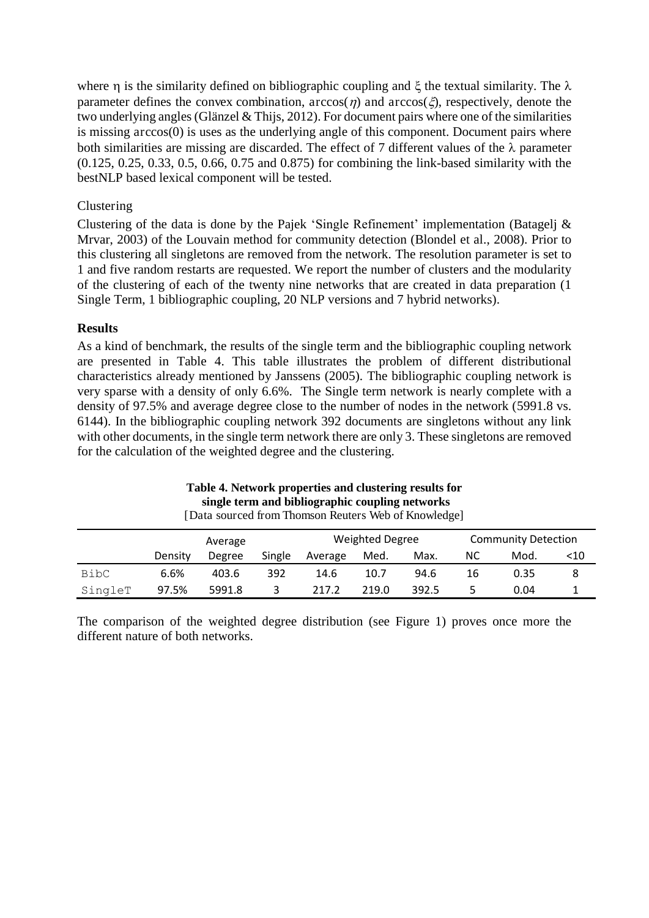where η is the similarity defined on bibliographic coupling and ξ the textual similarity. The λ parameter defines the convex combination, $\arccos(\eta)$ and $\arccos(\xi)$, respectively, denote the two underlying angles (Glänzel & Thijs, 2012). For document pairs where one of the similarities is missing $\arccos(0)$ is uses as the underlying angle of this component. Document pairs where both similarities are missing are discarded. The effect of 7 different values of the λ parameter (0.125, 0.25, 0.33, 0.5, 0.66, 0.75 and 0.875) for combining the link-based similarity with the bestNLP based lexical component will be tested.

### Clustering

Clustering of the data is done by the Pajek 'Single Refinement' implementation (Batagelj & Mrvar, 2003) of the Louvain method for community detection (Blondel et al., 2008). Prior to this clustering all singletons are removed from the network. The resolution parameter is set to 1 and five random restarts are requested. We report the number of clusters and the modularity of the clustering of each of the twenty nine networks that are created in data preparation (1 Single Term, 1 bibliographic coupling, 20 NLP versions and 7 hybrid networks).

## Results

As a kind of benchmark, the results of the single term and the bibliographic coupling network are presented in Table 4. This table illustrates the problem of different distributional characteristics already mentioned by Janssens (2005). The bibliographic coupling network is very sparse with a density of only 6.6%. The Single term network is nearly complete with a density of 97.5% and average degree close to the number of nodes in the network (5991.8 vs. 6144). In the bibliographic coupling network 392 documents are singletons without any link with other documents, in the single term network there are only 3. These singletons are removed for the calculation of the weighted degree and the clustering.

**Table 4. Network properties and clustering results for single term and bibliographic coupling networks**
[Data sourced from Thomson Reuters Web of Knowledge]

| | | Average | | Weighted Degree | | | Community Detection | | |
|---|---|---|---|---|---|---|---|---|---|
| | Density | Degree | Single | Average | Med. | Max. | NC | Mod. | <10 |
| BibC | 6.6% | 403.6 | 392 | 14.6 | 10.7 | 94.6 | 16 | 0.35 | 8 |
| SingleT | 97.5% | 5991.8 | 3 | 217.2 | 219.0 | 392.5 | 5 | 0.04 | 1 |

The comparison of the weighted degree distribution (see Figure 1) proves once more the different nature of both networks.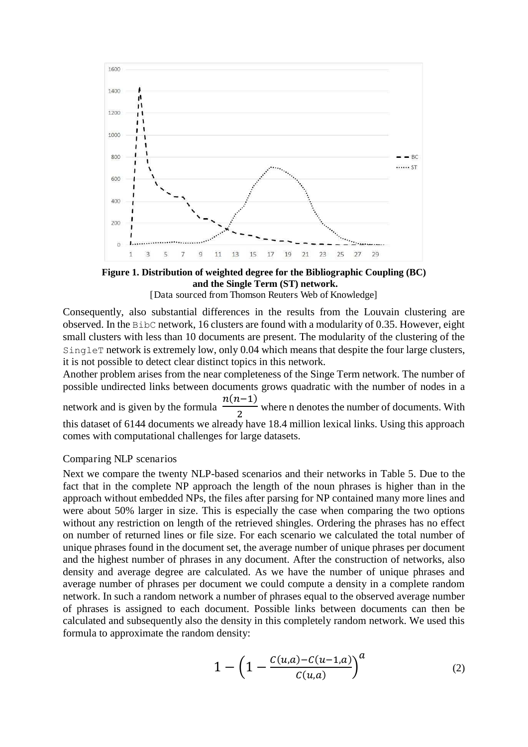**Figure 1. Distribution of weighted degree for the Bibliographic Coupling (BC) and the Single Term (ST) network.**
[Data sourced from Thomson Reuters Web of Knowledge]

Consequently, also substantial differences in the results from the Louvain clustering are observed. In the BibC network, 16 clusters are found with a modularity of 0.35. However, eight small clusters with less than 10 documents are present. The modularity of the clustering of the SingleT network is extremely low, only 0.04 which means that despite the four large clusters, it is not possible to detect clear distinct topics in this network.

Another problem arises from the near completeness of the Singe Term network. The number of possible undirected links between documents grows quadratic with the number of nodes in a network and is given by the formula $\frac{n(n-1)}{2}$ where n denotes the number of documents. With this dataset of 6144 documents we already have 18.4 million lexical links. Using this approach comes with computational challenges for large datasets.

### Comparing NLP scenarios

Next we compare the twenty NLP-based scenarios and their networks in Table 5. Due to the fact that in the complete NP approach the length of the noun phrases is higher than in the approach without embedded NPs, the files after parsing for NP contained many more lines and were about 50% larger in size. This is especially the case when comparing the two options without any restriction on length of the retrieved shingles. Ordering the phrases has no effect on number of returned lines or file size. For each scenario we calculated the total number of unique phrases found in the document set, the average number of unique phrases per document and the highest number of phrases in any document. After the construction of networks, also density and average degree are calculated. As we have the number of unique phrases and average number of phrases per document we could compute a density in a complete random network. In such a random network a number of phrases equal to the observed average number of phrases is assigned to each document. Possible links between documents can then be calculated and subsequently also the density in this completely random network. We used this formula to approximate the random density:

$$1 - \left(1 - \frac{C(u,a) - C(u-1,a)}{C(u,a)}\right)^{a} \tag{2}$$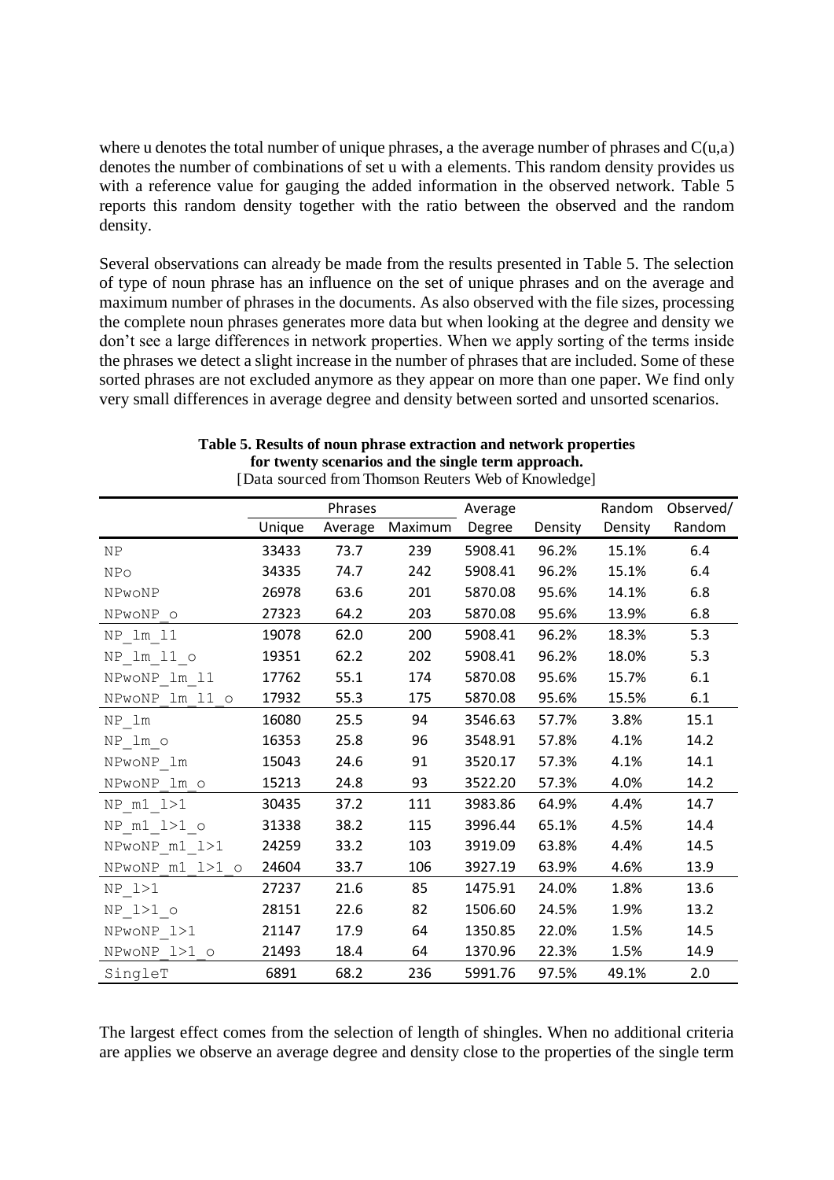where u denotes the total number of unique phrases, a the average number of phrases and C(u,a) denotes the number of combinations of set u with a elements. This random density provides us with a reference value for gauging the added information in the observed network. Table 5 reports this random density together with the ratio between the observed and the random density.

Several observations can already be made from the results presented in Table 5. The selection of type of noun phrase has an influence on the set of unique phrases and on the average and maximum number of phrases in the documents. As also observed with the file sizes, processing the complete noun phrases generates more data but when looking at the degree and density we don't see a large differences in network properties. When we apply sorting of the terms inside the phrases we detect a slight increase in the number of phrases that are included. Some of these sorted phrases are not excluded anymore as they appear on more than one paper. We find only very small differences in average degree and density between sorted and unsorted scenarios.

**Table 5. Results of noun phrase extraction and network properties for twenty scenarios and the single term approach.**
[Data sourced from Thomson Reuters Web of Knowledge]

| | Phrases | | | Average | | Random | Observed/ |
|---|---|---|---|---|---|---|---|
| | Unique | Average | Maximum | Degree | Density | Density | Random |
| NP | 33433 | 73.7 | 239 | 5908.41 | 96.2% | 15.1% | 6.4 |
| NPo | 34335 | 74.7 | 242 | 5908.41 | 96.2% | 15.1% | 6.4 |
| NPwoNP | 26978 | 63.6 | 201 | 5870.08 | 95.6% | 14.1% | 6.8 |
| NPwoNP_o | 27323 | 64.2 | 203 | 5870.08 | 95.6% | 13.9% | 6.8 |
| NP_lm_l1 | 19078 | 62.0 | 200 | 5908.41 | 96.2% | 18.3% | 5.3 |
| NP_lm_l1_o | 19351 | 62.2 | 202 | 5908.41 | 96.2% | 18.0% | 5.3 |
| NPwoNP_lm_l1 | 17762 | 55.1 | 174 | 5870.08 | 95.6% | 15.7% | 6.1 |
| NPwoNP_lm_l1_o | 17932 | 55.3 | 175 | 5870.08 | 95.6% | 15.5% | 6.1 |
| NP_lm | 16080 | 25.5 | 94 | 3546.63 | 57.7% | 3.8% | 15.1 |
| NP_lm_o | 16353 | 25.8 | 96 | 3548.91 | 57.8% | 4.1% | 14.2 |
| NPwoNP_lm | 15043 | 24.6 | 91 | 3520.17 | 57.3% | 4.1% | 14.1 |
| NPwoNP_lm_o | 15213 | 24.8 | 93 | 3522.20 | 57.3% | 4.0% | 14.2 |
| NP_m1_l>1 | 30435 | 37.2 | 111 | 3983.86 | 64.9% | 4.4% | 14.7 |
| NP_m1_l>1_o | 31338 | 38.2 | 115 | 3996.44 | 65.1% | 4.5% | 14.4 |
| NPwoNP_m1_l>1 | 24259 | 33.2 | 103 | 3919.09 | 63.8% | 4.4% | 14.5 |
| NPwoNP_m1_l>1_o | 24604 | 33.7 | 106 | 3927.19 | 63.9% | 4.6% | 13.9 |
| NP_l>1 | 27237 | 21.6 | 85 | 1475.91 | 24.0% | 1.8% | 13.6 |
| NP_l>1_o | 28151 | 22.6 | 82 | 1506.60 | 24.5% | 1.9% | 13.2 |
| NPwoNP_l>1 | 21147 | 17.9 | 64 | 1350.85 | 22.0% | 1.5% | 14.5 |
| NPwoNP_l>1_o | 21493 | 18.4 | 64 | 1370.96 | 22.3% | 1.5% | 14.9 |
| SingleT | 6891 | 68.2 | 236 | 5991.76 | 97.5% | 49.1% | 2.0 |

The largest effect comes from the selection of length of shingles. When no additional criteria are applies we observe an average degree and density close to the properties of the single term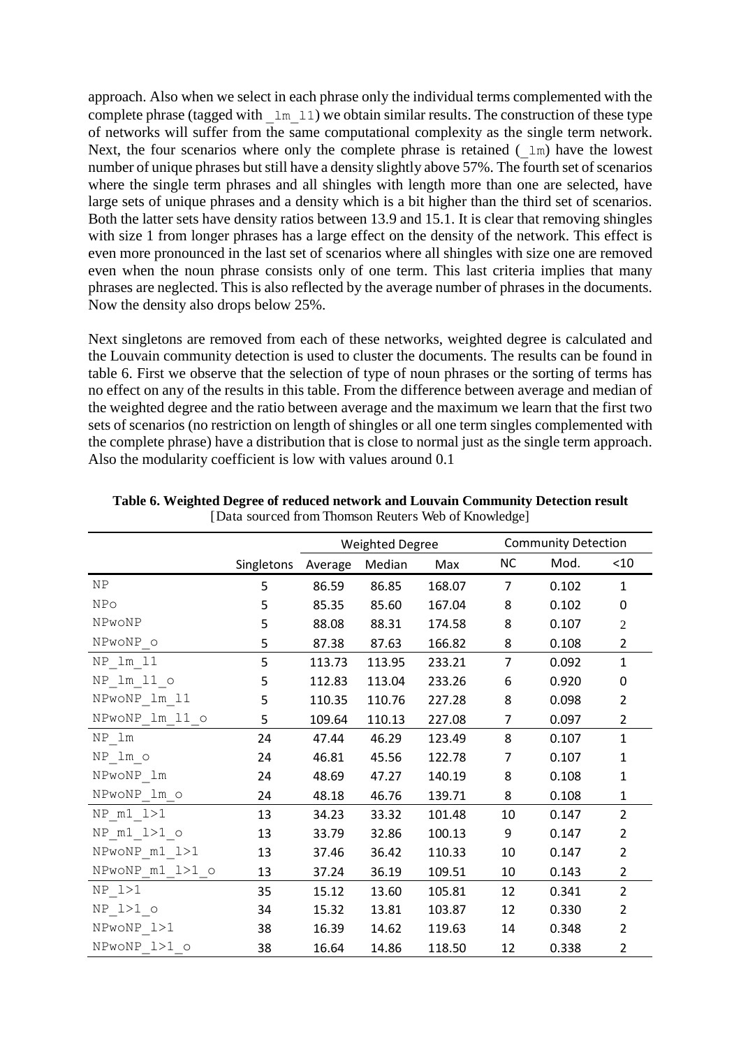approach. Also when we select in each phrase only the individual terms complemented with the complete phrase (tagged with `_lm_l1`) we obtain similar results. The construction of these type of networks will suffer from the same computational complexity as the single term network. Next, the four scenarios where only the complete phrase is retained (`_lm`) have the lowest number of unique phrases but still have a density slightly above 57%. The fourth set of scenarios where the single term phrases and all shingles with length more than one are selected, have large sets of unique phrases and a density which is a bit higher than the third set of scenarios. Both the latter sets have density ratios between 13.9 and 15.1. It is clear that removing shingles with size 1 from longer phrases has a large effect on the density of the network. This effect is even more pronounced in the last set of scenarios where all shingles with size one are removed even when the noun phrase consists only of one term. This last criteria implies that many phrases are neglected. This is also reflected by the average number of phrases in the documents. Now the density also drops below 25%.

Next singletons are removed from each of these networks, weighted degree is calculated and the Louvain community detection is used to cluster the documents. The results can be found in table 6. First we observe that the selection of type of noun phrases or the sorting of terms has no effect on any of the results in this table. From the difference between average and median of the weighted degree and the ratio between average and the maximum we learn that the first two sets of scenarios (no restriction on length of shingles or all one term singles complemented with the complete phrase) have a distribution that is close to normal just as the single term approach. Also the modularity coefficient is low with values around 0.1

**Table 6. Weighted Degree of reduced network and Louvain Community Detection result**
[Data sourced from Thomson Reuters Web of Knowledge]

| | | Weighted Degree | | | Community Detection | | |
|---|---|---|---|---|---|---|---|
| | Singletons | Average | Median | Max | NC | Mod. | <10 |
| NP | 5 | 86.59 | 86.85 | 168.07 | 7 | 0.102 | 1 |
| NPo | 5 | 85.35 | 85.60 | 167.04 | 8 | 0.102 | 0 |
| NPwoNP | 5 | 88.08 | 88.31 | 174.58 | 8 | 0.107 | 2 |
| NPwoNP_o | 5 | 87.38 | 87.63 | 166.82 | 8 | 0.108 | 2 |
| NP_lm_l1 | 5 | 113.73 | 113.95 | 233.21 | 7 | 0.092 | 1 |
| NP_lm_l1_o | 5 | 112.83 | 113.04 | 233.26 | 6 | 0.920 | 0 |
| NPwoNP_lm_l1 | 5 | 110.35 | 110.76 | 227.28 | 8 | 0.098 | 2 |
| NPwoNP_lm_l1_o | 5 | 109.64 | 110.13 | 227.08 | 7 | 0.097 | 2 |
| NP_lm | 24 | 47.44 | 46.29 | 123.49 | 8 | 0.107 | 1 |
| NP_lm_o | 24 | 46.81 | 45.56 | 122.78 | 7 | 0.107 | 1 |
| NPwoNP_lm | 24 | 48.69 | 47.27 | 140.19 | 8 | 0.108 | 1 |
| NPwoNP_lm_o | 24 | 48.18 | 46.76 | 139.71 | 8 | 0.108 | 1 |
| NP_m1_l>1 | 13 | 34.23 | 33.32 | 101.48 | 10 | 0.147 | 2 |
| NP_m1_l>1_o | 13 | 33.79 | 32.86 | 100.13 | 9 | 0.147 | 2 |
| NPwoNP_m1_l>1 | 13 | 37.46 | 36.42 | 110.33 | 10 | 0.147 | 2 |
| NPwoNP_m1_l>1_o | 13 | 37.24 | 36.19 | 109.51 | 10 | 0.143 | 2 |
| NP_l>1 | 35 | 15.12 | 13.60 | 105.81 | 12 | 0.341 | 2 |
| NP_l>1_o | 34 | 15.32 | 13.81 | 103.87 | 12 | 0.330 | 2 |
| NPwoNP_l>1 | 38 | 16.39 | 14.62 | 119.63 | 14 | 0.348 | 2 |
| NPwoNP_l>1_o | 38 | 16.64 | 14.86 | 118.50 | 12 | 0.338 | 2 |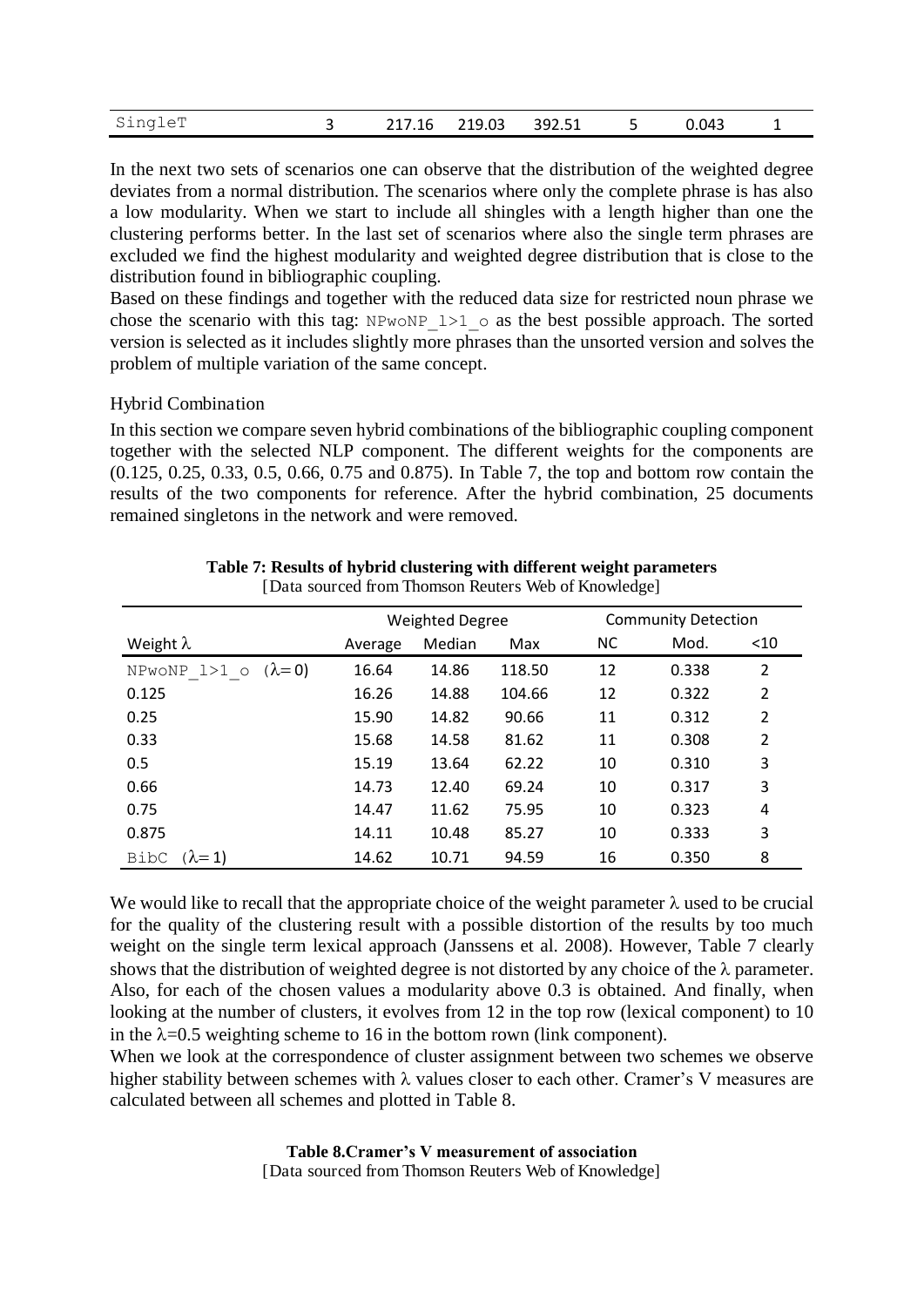| SingleT | 3 | 217.16 | 219.03 | 392.51 | 5 | 0.043 | 1 |
|---|---|---|---|---|---|---|---|

In the next two sets of scenarios one can observe that the distribution of the weighted degree deviates from a normal distribution. The scenarios where only the complete phrase is has also a low modularity. When we start to include all shingles with a length higher than one the clustering performs better. In the last set of scenarios where also the single term phrases are excluded we find the highest modularity and weighted degree distribution that is close to the distribution found in bibliographic coupling.

Based on these findings and together with the reduced data size for restricted noun phrase we chose the scenario with this tag: `NPwoNP_l>1_o` as the best possible approach. The sorted version is selected as it includes slightly more phrases than the unsorted version and solves the problem of multiple variation of the same concept.

### Hybrid Combination

In this section we compare seven hybrid combinations of the bibliographic coupling component together with the selected NLP component. The different weights for the components are (0.125, 0.25, 0.33, 0.5, 0.66, 0.75 and 0.875). In Table 7, the top and bottom row contain the results of the two components for reference. After the hybrid combination, 25 documents remained singletons in the network and were removed.

**Table 7: Results of hybrid clustering with different weight parameters**
[Data sourced from Thomson Reuters Web of Knowledge]

| | Weighted Degree | | | Community Detection | | |
|---|---|---|---|---|---|---|
| Weight $\lambda$ | Average | Median | Max | NC | Mod. | <10 |
| `NPwoNP_l>1_o` ($\lambda=0$) | 16.64 | 14.86 | 118.50 | 12 | 0.338 | 2 |
| 0.125 | 16.26 | 14.88 | 104.66 | 12 | 0.322 | 2 |
| 0.25 | 15.90 | 14.82 | 90.66 | 11 | 0.312 | 2 |
| 0.33 | 15.68 | 14.58 | 81.62 | 11 | 0.308 | 2 |
| 0.5 | 15.19 | 13.64 | 62.22 | 10 | 0.310 | 3 |
| 0.66 | 14.73 | 12.40 | 69.24 | 10 | 0.317 | 3 |
| 0.75 | 14.47 | 11.62 | 75.95 | 10 | 0.323 | 4 |
| 0.875 | 14.11 | 10.48 | 85.27 | 10 | 0.333 | 3 |
| `BibC` ($\lambda=1$) | 14.62 | 10.71 | 94.59 | 16 | 0.350 | 8 |

We would like to recall that the appropriate choice of the weight parameter $\lambda$ used to be crucial for the quality of the clustering result with a possible distortion of the results by too much weight on the single term lexical approach (Janssens et al. 2008). However, Table 7 clearly shows that the distribution of weighted degree is not distorted by any choice of the $\lambda$ parameter. Also, for each of the chosen values a modularity above 0.3 is obtained. And finally, when looking at the number of clusters, it evolves from 12 in the top row (lexical component) to 10 in the $\lambda=0.5$ weighting scheme to 16 in the bottom rown (link component).

When we look at the correspondence of cluster assignment between two schemes we observe higher stability between schemes with $\lambda$ values closer to each other. Cramer's V measures are calculated between all schemes and plotted in Table 8.

**Table 8.Cramer's V measurement of association**
[Data sourced from Thomson Reuters Web of Knowledge]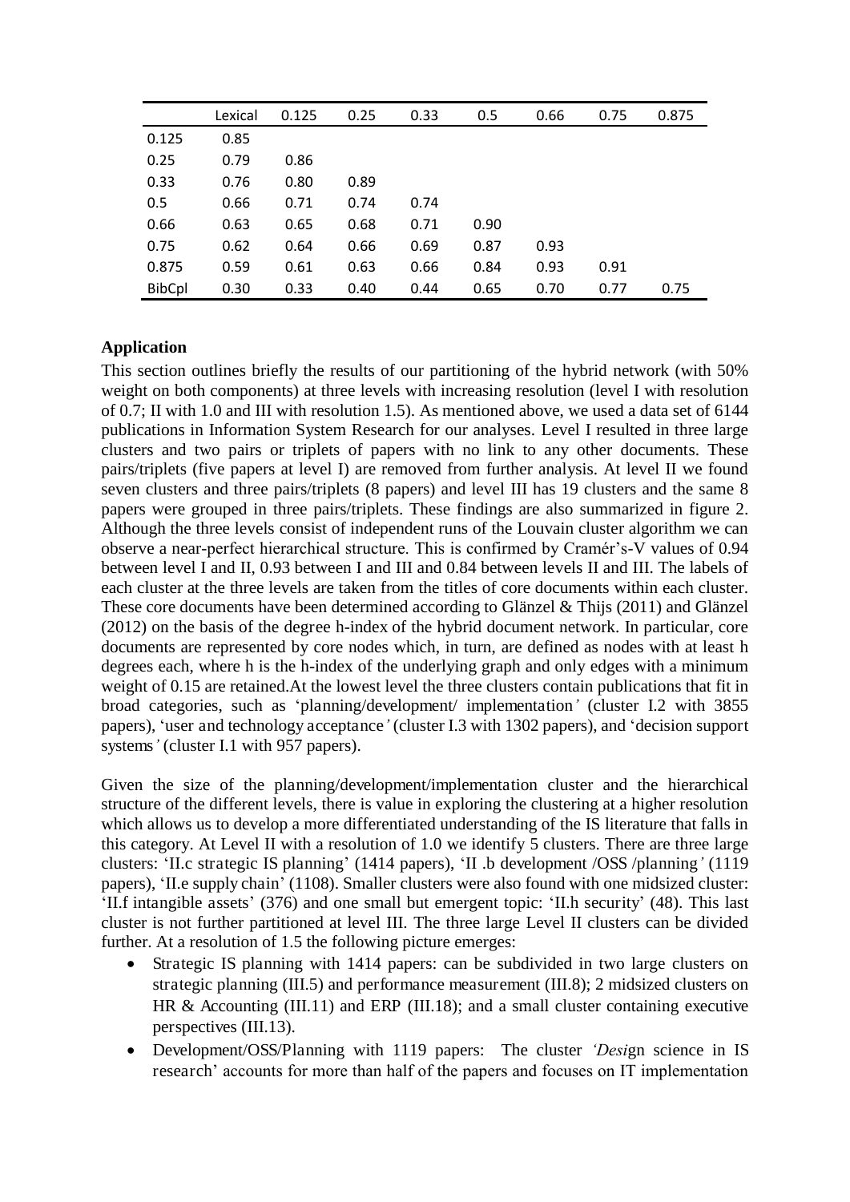| | Lexical | 0.125 | 0.25 | 0.33 | 0.5 | 0.66 | 0.75 | 0.875 |
|---|---|---|---|---|---|---|---|---|
| 0.125 | 0.85 | | | | | | | |
| 0.25 | 0.79 | 0.86 | | | | | | |
| 0.33 | 0.76 | 0.80 | 0.89 | | | | | |
| 0.5 | 0.66 | 0.71 | 0.74 | 0.74 | | | | |
| 0.66 | 0.63 | 0.65 | 0.68 | 0.71 | 0.90 | | | |
| 0.75 | 0.62 | 0.64 | 0.66 | 0.69 | 0.87 | 0.93 | | |
| 0.875 | 0.59 | 0.61 | 0.63 | 0.66 | 0.84 | 0.93 | 0.91 | |
| BibCpl | 0.30 | 0.33 | 0.40 | 0.44 | 0.65 | 0.70 | 0.77 | 0.75 |

**Application**

This section outlines briefly the results of our partitioning of the hybrid network (with 50% weight on both components) at three levels with increasing resolution (level I with resolution of 0.7; II with 1.0 and III with resolution 1.5). As mentioned above, we used a data set of 6144 publications in Information System Research for our analyses. Level I resulted in three large clusters and two pairs or triplets of papers with no link to any other documents. These pairs/triplets (five papers at level I) are removed from further analysis. At level II we found seven clusters and three pairs/triplets (8 papers) and level III has 19 clusters and the same 8 papers were grouped in three pairs/triplets. These findings are also summarized in figure 2. Although the three levels consist of independent runs of the Louvain cluster algorithm we can observe a near-perfect hierarchical structure. This is confirmed by Cramér's-V values of 0.94 between level I and II, 0.93 between I and III and 0.84 between levels II and III. The labels of each cluster at the three levels are taken from the titles of core documents within each cluster. These core documents have been determined according to Glänzel & Thijs (2011) and Glänzel (2012) on the basis of the degree h-index of the hybrid document network. In particular, core documents are represented by core nodes which, in turn, are defined as nodes with at least h degrees each, where h is the h-index of the underlying graph and only edges with a minimum weight of 0.15 are retained.At the lowest level the three clusters contain publications that fit in broad categories, such as 'planning/development/ implementation' (cluster I.2 with 3855 papers), 'user and technology acceptance' (cluster I.3 with 1302 papers), and 'decision support systems' (cluster I.1 with 957 papers).

Given the size of the planning/development/implementation cluster and the hierarchical structure of the different levels, there is value in exploring the clustering at a higher resolution which allows us to develop a more differentiated understanding of the IS literature that falls in this category. At Level II with a resolution of 1.0 we identify 5 clusters. There are three large clusters: 'II.c strategic IS planning' (1414 papers), 'II .b development /OSS /planning' (1119 papers), 'II.e supply chain' (1108). Smaller clusters were also found with one midsized cluster: 'II.f intangible assets' (376) and one small but emergent topic: 'II.h security' (48). This last cluster is not further partitioned at level III. The three large Level II clusters can be divided further. At a resolution of 1.5 the following picture emerges:

- Strategic IS planning with 1414 papers: can be subdivided in two large clusters on strategic planning (III.5) and performance measurement (III.8); 2 midsized clusters on HR & Accounting (III.11) and ERP (III.18); and a small cluster containing executive perspectives (III.13).
- Development/OSS/Planning with 1119 papers: The cluster *'Desi*gn science in IS research' accounts for more than half of the papers and focuses on IT implementation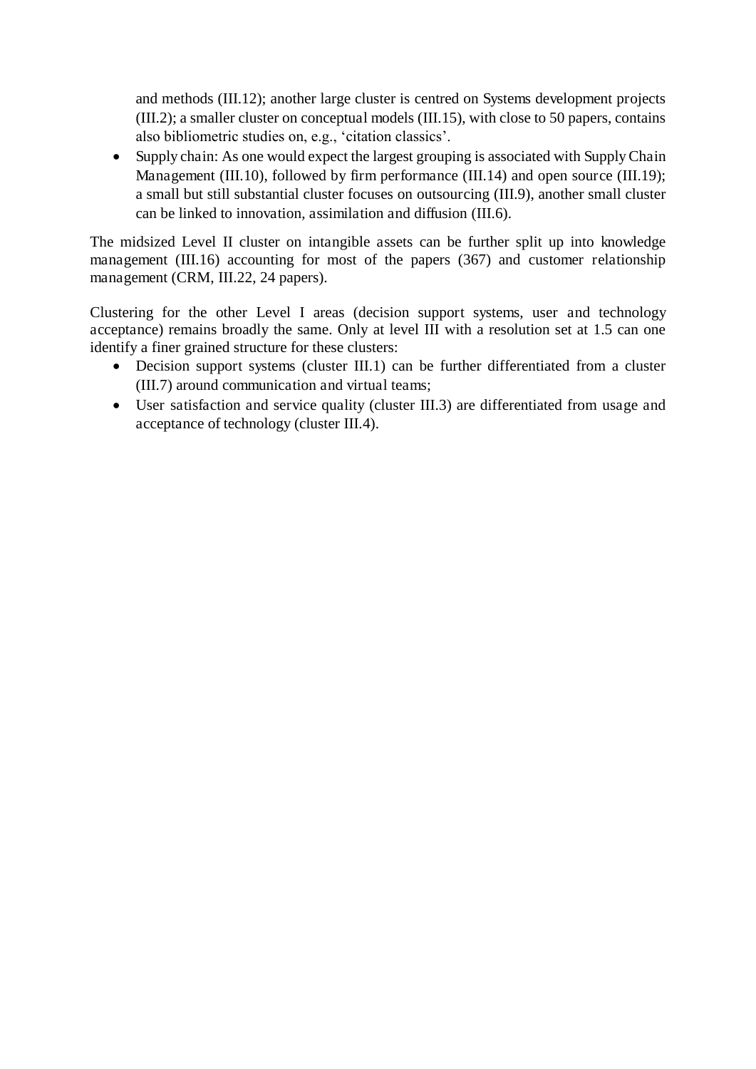and methods (III.12); another large cluster is centred on Systems development projects (III.2); a smaller cluster on conceptual models (III.15), with close to 50 papers, contains also bibliometric studies on, e.g., 'citation classics'.

- Supply chain: As one would expect the largest grouping is associated with Supply Chain Management (III.10), followed by firm performance (III.14) and open source (III.19); a small but still substantial cluster focuses on outsourcing (III.9), another small cluster can be linked to innovation, assimilation and diffusion (III.6).

The midsized Level II cluster on intangible assets can be further split up into knowledge management (III.16) accounting for most of the papers (367) and customer relationship management (CRM, III.22, 24 papers).

Clustering for the other Level I areas (decision support systems, user and technology acceptance) remains broadly the same. Only at level III with a resolution set at 1.5 can one identify a finer grained structure for these clusters:

- Decision support systems (cluster III.1) can be further differentiated from a cluster (III.7) around communication and virtual teams;
- User satisfaction and service quality (cluster III.3) are differentiated from usage and acceptance of technology (cluster III.4).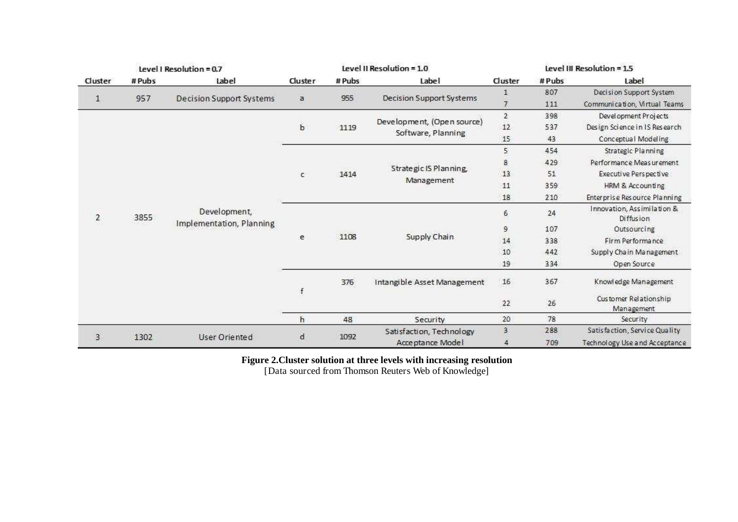| Level I Resolution = 0.7 | | | Level II Resolution = 1.0 | | | Level III Resolution = 1.5 | | |
|---|---|---|---|---|---|---|---|---|
| Cluster | # Pubs | Label | Cluster | # Pubs | Label | Cluster | # Pubs | Label |
| 1 | 957 | Decision Support Systems | a | 955 | Decision Support Systems | 1 | 807 | Decision Support System |
| | | | | | | 7 | 111 | Communication, Virtual Teams |
| 2 | 3855 | Development, Implementation, Planning | b | 1119 | Development, (Open source) Software, Planning | 2 | 398 | Development Projects |
| | | | | | | 12 | 537 | Design Science in IS Research |
| | | | | | | 15 | 43 | Conceptual Modeling |
| | | | c | 1414 | Strategic IS Planning, Management | 5 | 454 | Strategic Planning |
| | | | | | | 8 | 429 | Performance Measurement |
| | | | | | | 13 | 51 | Executive Perspective |
| | | | | | | 11 | 359 | HRM & Accounting |
| | | | | | | 18 | 210 | Enterprise Resource Planning |
| | | | e | 1108 | Supply Chain | 6 | 24 | Innovation, Assimilation & Diffusion |
| | | | | | | 9 | 107 | Outsourcing |
| | | | | | | 14 | 338 | Firm Performance |
| | | | | | | 10 | 442 | Supply Chain Management |
| | | | | | | 19 | 334 | Open Source |
| | | | f | 376 | Intangible Asset Management | 16 | 367 | Knowledge Management |
| | | | | | | 22 | 26 | Customer Relationship Management |
| | | | h | 48 | Security | 20 | 78 | Security |
| 3 | 1302 | User Oriented | d | 1092 | Satisfaction, Technology Acceptance Model | 3 | 288 | Satisfaction, Service Quality |
| | | | | | | 4 | 709 | Technology Use and Acceptance |

**Figure 2.Cluster solution at three levels with increasing resolution**
[Data sourced from Thomson Reuters Web of Knowledge]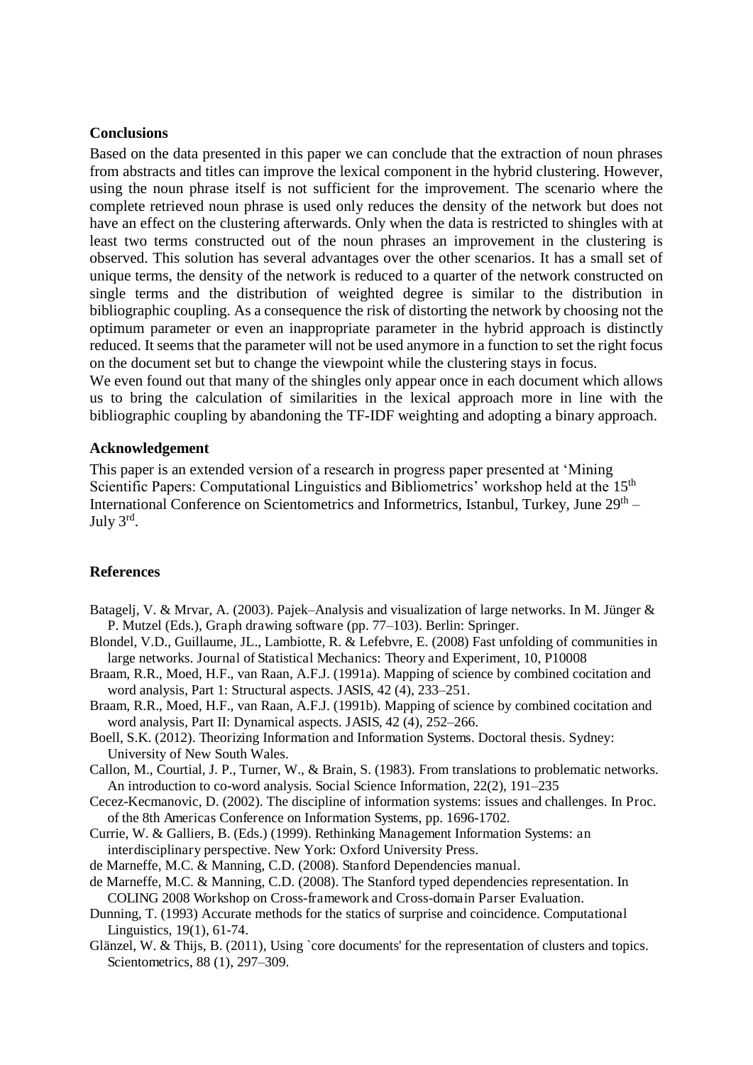## Conclusions

Based on the data presented in this paper we can conclude that the extraction of noun phrases from abstracts and titles can improve the lexical component in the hybrid clustering. However, using the noun phrase itself is not sufficient for the improvement. The scenario where the complete retrieved noun phrase is used only reduces the density of the network but does not have an effect on the clustering afterwards. Only when the data is restricted to shingles with at least two terms constructed out of the noun phrases an improvement in the clustering is observed. This solution has several advantages over the other scenarios. It has a small set of unique terms, the density of the network is reduced to a quarter of the network constructed on single terms and the distribution of weighted degree is similar to the distribution in bibliographic coupling. As a consequence the risk of distorting the network by choosing not the optimum parameter or even an inappropriate parameter in the hybrid approach is distinctly reduced. It seems that the parameter will not be used anymore in a function to set the right focus on the document set but to change the viewpoint while the clustering stays in focus.

We even found out that many of the shingles only appear once in each document which allows us to bring the calculation of similarities in the lexical approach more in line with the bibliographic coupling by abandoning the TF-IDF weighting and adopting a binary approach.

## Acknowledgement

This paper is an extended version of a research in progress paper presented at 'Mining Scientific Papers: Computational Linguistics and Bibliometrics' workshop held at the 15th International Conference on Scientometrics and Informetrics, Istanbul, Turkey, June 29th – July 3rd.

## References

Batagelj, V. & Mrvar, A. (2003). Pajek–Analysis and visualization of large networks. In M. Jünger & P. Mutzel (Eds.), Graph drawing software (pp. 77–103). Berlin: Springer.

Blondel, V.D., Guillaume, JL., Lambiotte, R. & Lefebvre, E. (2008) Fast unfolding of communities in large networks. Journal of Statistical Mechanics: Theory and Experiment, 10, P10008

Braam, R.R., Moed, H.F., van Raan, A.F.J. (1991a). Mapping of science by combined cocitation and word analysis, Part 1: Structural aspects. JASIS, 42 (4), 233–251.

Braam, R.R., Moed, H.F., van Raan, A.F.J. (1991b). Mapping of science by combined cocitation and word analysis, Part II: Dynamical aspects. JASIS, 42 (4), 252–266.

Boell, S.K. (2012). Theorizing Information and Information Systems. Doctoral thesis. Sydney: University of New South Wales.

Callon, M., Courtial, J. P., Turner, W., & Brain, S. (1983). From translations to problematic networks. An introduction to co-word analysis. Social Science Information, 22(2), 191–235

Cecez-Kecmanovic, D. (2002). The discipline of information systems: issues and challenges. In Proc. of the 8th Americas Conference on Information Systems, pp. 1696-1702.

Currie, W. & Galliers, B. (Eds.) (1999). Rethinking Management Information Systems: an interdisciplinary perspective. New York: Oxford University Press.

de Marneffe, M.C. & Manning, C.D. (2008). Stanford Dependencies manual.

de Marneffe, M.C. & Manning, C.D. (2008). The Stanford typed dependencies representation. In COLING 2008 Workshop on Cross-framework and Cross-domain Parser Evaluation.

Dunning, T. (1993) Accurate methods for the statics of surprise and coincidence. Computational Linguistics, 19(1), 61-74.

Glänzel, W. & Thijs, B. (2011), Using `core documents' for the representation of clusters and topics. Scientometrics, 88 (1), 297–309.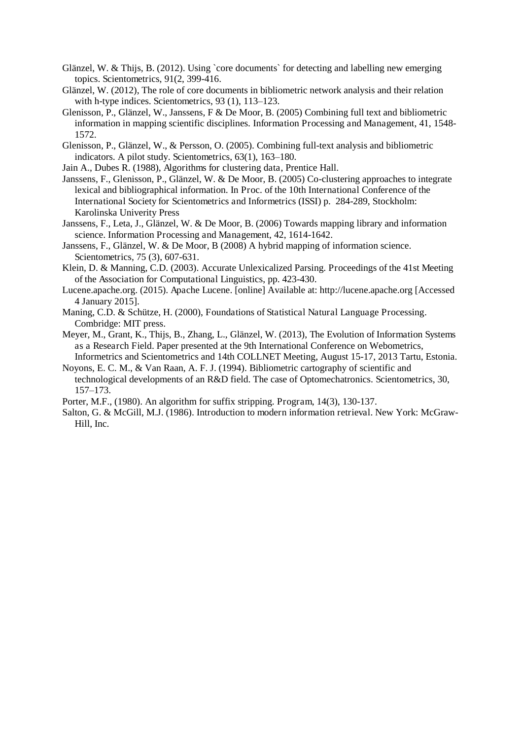Glänzel, W. & Thijs, B. (2012). Using `core documents` for detecting and labelling new emerging topics. Scientometrics, 91(2, 399-416.

Glänzel, W. (2012), The role of core documents in bibliometric network analysis and their relation with h-type indices. Scientometrics, 93 (1), 113–123.

Glenisson, P., Glänzel, W., Janssens, F & De Moor, B. (2005) Combining full text and bibliometric information in mapping scientific disciplines. Information Processing and Management, 41, 1548-1572.

Glenisson, P., Glänzel, W., & Persson, O. (2005). Combining full-text analysis and bibliometric indicators. A pilot study. Scientometrics, 63(1), 163–180.

Jain A., Dubes R. (1988), Algorithms for clustering data, Prentice Hall.

Janssens, F., Glenisson, P., Glänzel, W. & De Moor, B. (2005) Co-clustering approaches to integrate lexical and bibliographical information. In Proc. of the 10th International Conference of the International Society for Scientometrics and Informetrics (ISSI) p. 284-289, Stockholm: Karolinska Univerity Press

Janssens, F., Leta, J., Glänzel, W. & De Moor, B. (2006) Towards mapping library and information science. Information Processing and Management, 42, 1614-1642.

Janssens, F., Glänzel, W. & De Moor, B (2008) A hybrid mapping of information science. Scientometrics, 75 (3), 607-631.

Klein, D. & Manning, C.D. (2003). Accurate Unlexicalized Parsing. Proceedings of the 41st Meeting of the Association for Computational Linguistics, pp. 423-430.

Lucene.apache.org. (2015). Apache Lucene. [online] Available at: http://lucene.apache.org [Accessed 4 January 2015].

Maning, C.D. & Schütze, H. (2000), Foundations of Statistical Natural Language Processing. Combridge: MIT press.

Meyer, M., Grant, K., Thijs, B., Zhang, L., Glänzel, W. (2013), The Evolution of Information Systems as a Research Field. Paper presented at the 9th International Conference on Webometrics, Informetrics and Scientometrics and 14th COLLNET Meeting, August 15-17, 2013 Tartu, Estonia.

Noyons, E. C. M., & Van Raan, A. F. J. (1994). Bibliometric cartography of scientific and technological developments of an R&D field. The case of Optomechatronics. Scientometrics, 30, 157–173.

Porter, M.F., (1980). An algorithm for suffix stripping. Program, 14(3), 130-137.

Salton, G. & McGill, M.J. (1986). Introduction to modern information retrieval. New York: McGraw-Hill, Inc.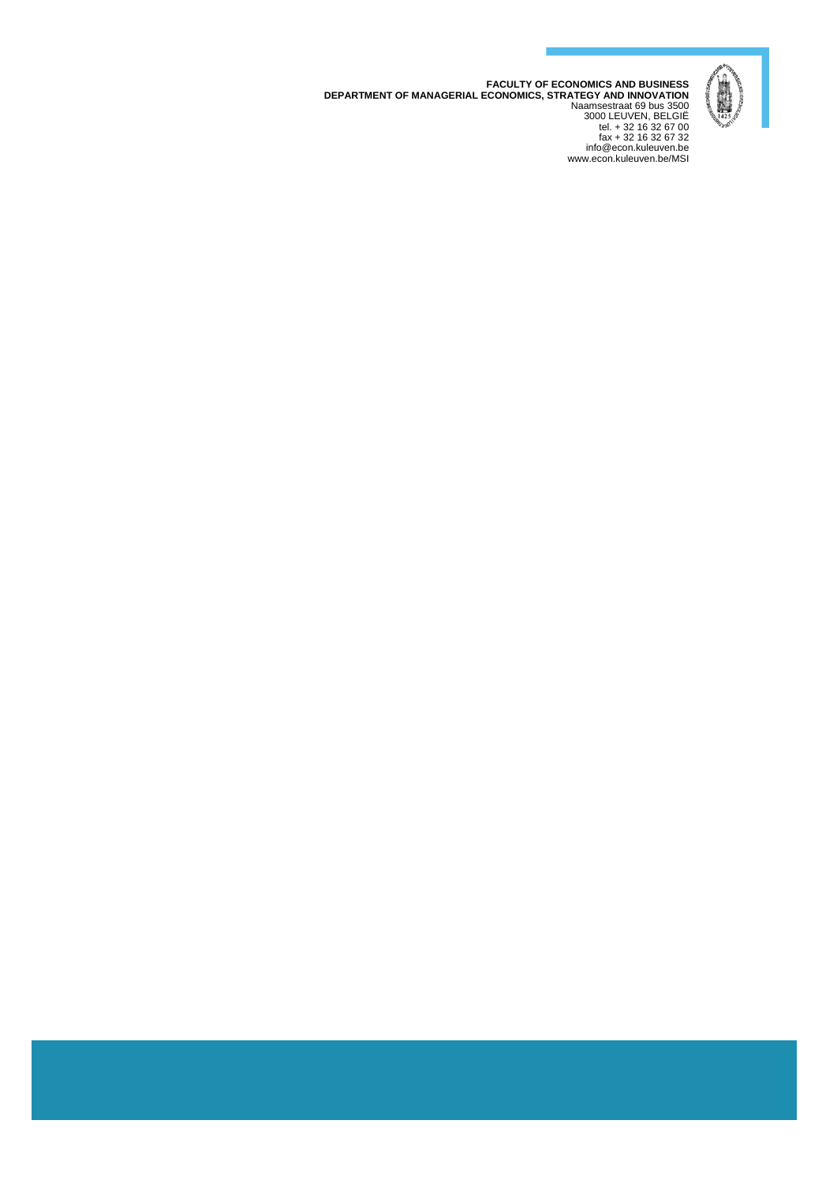**FACULTY OF ECONOMICS AND BUSINESS**
**DEPARTMENT OF MANAGERIAL ECONOMICS, STRATEGY AND INNOVATION**
Naamsestraat 69 bus 3500
3000 LEUVEN, BELGIË
tel. + 32 16 32 67 00
fax + 32 16 32 67 32
info@econ.kuleuven.be
www.econ.kuleuven.be/MSI